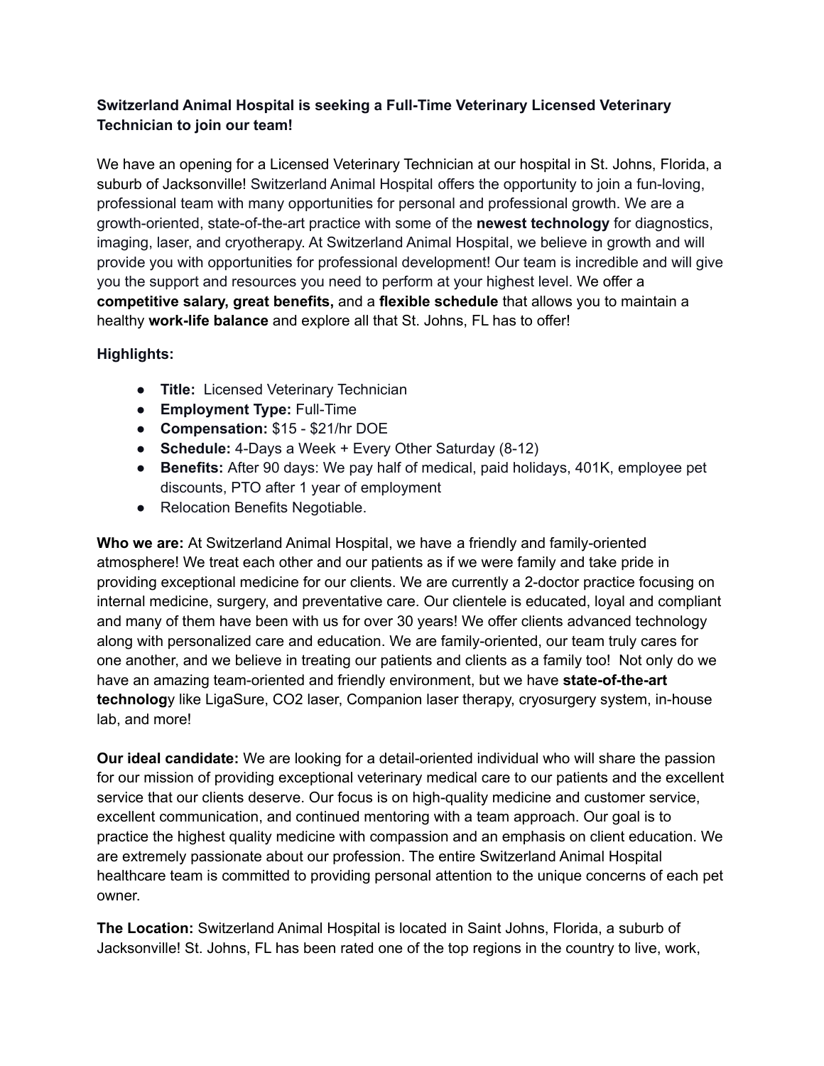**Switzerland Animal Hospital is seeking a Full-Time Veterinary Licensed Veterinary Technician to join our team!**

We have an opening for a Licensed Veterinary Technician at our hospital in St. Johns, Florida, a suburb of Jacksonville! Switzerland Animal Hospital offers the opportunity to join a fun-loving, professional team with many opportunities for personal and professional growth. We are a growth-oriented, state-of-the-art practice with some of the **newest technology** for diagnostics, imaging, laser, and cryotherapy. At Switzerland Animal Hospital, we believe in growth and will provide you with opportunities for professional development! Our team is incredible and will give you the support and resources you need to perform at your highest level. We offer a **competitive salary, great benefits,** and a **flexible schedule** that allows you to maintain a healthy **work-life balance** and explore all that St. Johns, FL has to offer!

**Highlights:**

- **Title:** Licensed Veterinary Technician
- **Employment Type:** Full-Time
- **Compensation:** $15 - $21/hr DOE
- **Schedule:** 4-Days a Week + Every Other Saturday (8-12)
- **Benefits:** After 90 days: We pay half of medical, paid holidays, 401K, employee pet discounts, PTO after 1 year of employment
- Relocation Benefits Negotiable.

**Who we are:** At Switzerland Animal Hospital, we have a friendly and family-oriented atmosphere! We treat each other and our patients as if we were family and take pride in providing exceptional medicine for our clients. We are currently a 2-doctor practice focusing on internal medicine, surgery, and preventative care. Our clientele is educated, loyal and compliant and many of them have been with us for over 30 years! We offer clients advanced technology along with personalized care and education. We are family-oriented, our team truly cares for one another, and we believe in treating our patients and clients as a family too! Not only do we have an amazing team-oriented and friendly environment, but we have **state-of-the-art technolog**y like LigaSure, CO2 laser, Companion laser therapy, cryosurgery system, in-house lab, and more!

**Our ideal candidate:** We are looking for a detail-oriented individual who will share the passion for our mission of providing exceptional veterinary medical care to our patients and the excellent service that our clients deserve. Our focus is on high-quality medicine and customer service, excellent communication, and continued mentoring with a team approach. Our goal is to practice the highest quality medicine with compassion and an emphasis on client education. We are extremely passionate about our profession. The entire Switzerland Animal Hospital healthcare team is committed to providing personal attention to the unique concerns of each pet owner.

**The Location:** Switzerland Animal Hospital is located in Saint Johns, Florida, a suburb of Jacksonville! St. Johns, FL has been rated one of the top regions in the country to live, work,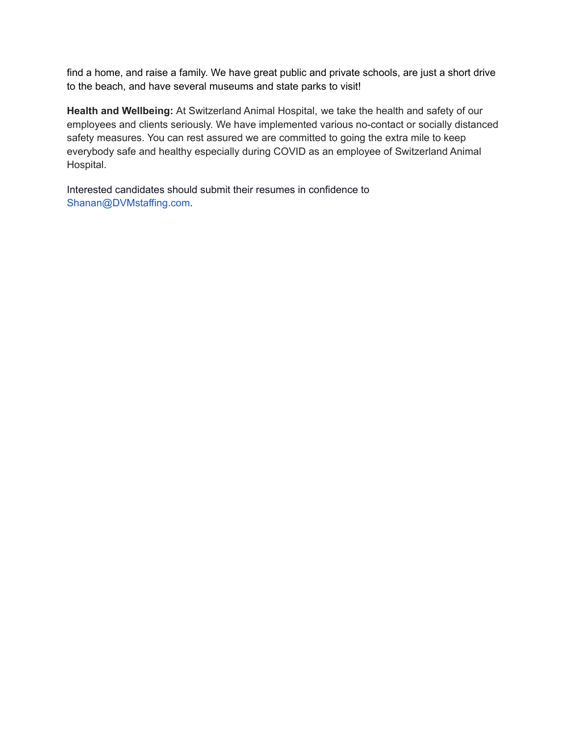find a home, and raise a family. We have great public and private schools, are just a short drive to the beach, and have several museums and state parks to visit!

**Health and Wellbeing:** At Switzerland Animal Hospital, we take the health and safety of our employees and clients seriously. We have implemented various no-contact or socially distanced safety measures. You can rest assured we are committed to going the extra mile to keep everybody safe and healthy especially during COVID as an employee of Switzerland Animal Hospital.

Interested candidates should submit their resumes in confidence to Shanan@DVMstaffing.com.